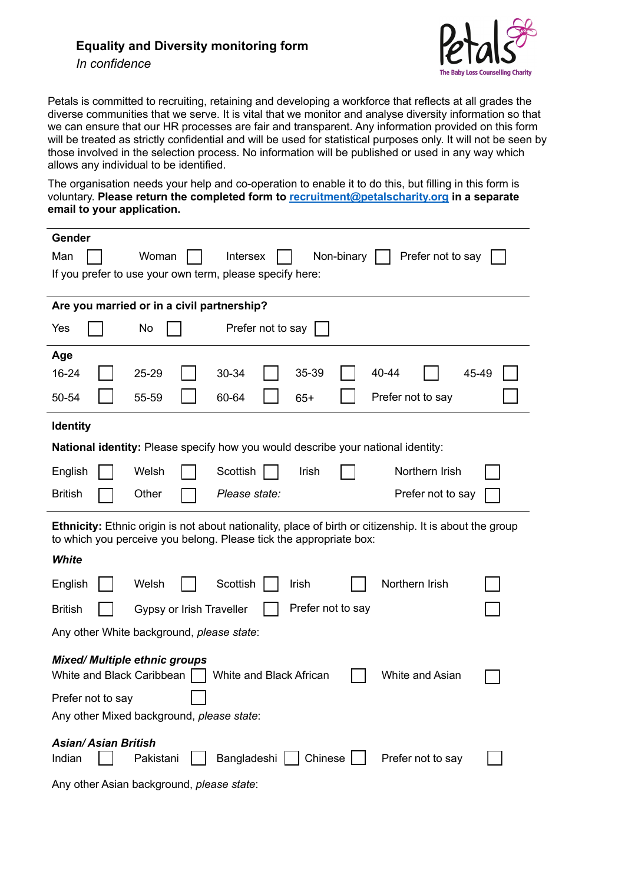## Equality and Diversity monitoring form

*In confidence*

Petals
The Baby Loss Counselling Charity

Petals is committed to recruiting, retaining and developing a workforce that reflects at all grades the diverse communities that we serve. It is vital that we monitor and analyse diversity information so that we can ensure that our HR processes are fair and transparent. Any information provided on this form will be treated as strictly confidential and will be used for statistical purposes only. It will not be seen by those involved in the selection process. No information will be published or used in any way which allows any individual to be identified.

The organisation needs your help and co-operation to enable it to do this, but filling in this form is voluntary. **Please return the completed form to [recruitment@petalscharity.org](mailto:recruitment@petalscharity.org) in a separate email to your application.**

---

**Gender**

Man ☐ Woman ☐ Intersex ☐ Non-binary ☐ Prefer not to say ☐

If you prefer to use your own term, please specify here:

---

**Are you married or in a civil partnership?**

Yes ☐ No ☐ Prefer not to say ☐

---

**Age**

16-24 ☐ 25-29 ☐ 30-34 ☐ 35-39 ☐ 40-44 ☐ 45-49 ☐

50-54 ☐ 55-59 ☐ 60-64 ☐ 65+ ☐ Prefer not to say ☐

---

**Identity**

**National identity:** Please specify how you would describe your national identity:

English ☐ Welsh ☐ Scottish ☐ Irish ☐ Northern Irish ☐

British ☐ Other ☐ *Please state:* Prefer not to say ☐

---

**Ethnicity:** Ethnic origin is not about nationality, place of birth or citizenship. It is about the group to which you perceive you belong. Please tick the appropriate box:

***White***

English ☐ Welsh ☐ Scottish ☐ Irish ☐ Northern Irish ☐

British ☐ Gypsy or Irish Traveller ☐ Prefer not to say ☐

Any other White background, *please state*:

***Mixed/ Multiple ethnic groups***

White and Black Caribbean ☐ White and Black African ☐ White and Asian ☐

Prefer not to say ☐

Any other Mixed background, *please state*:

***Asian/ Asian British***

Indian ☐ Pakistani ☐ Bangladeshi ☐ Chinese ☐ Prefer not to say ☐

Any other Asian background, *please state*: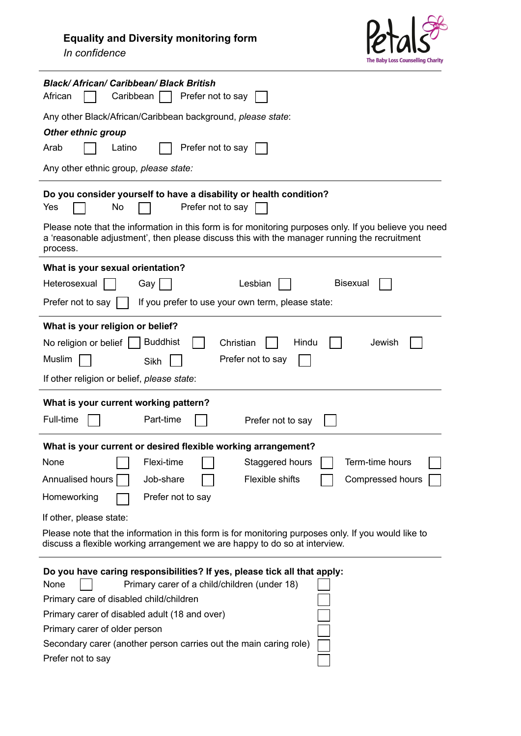## Equality and Diversity monitoring form

*In confidence*

Petals
The Baby Loss Counselling Charity

***Black/ African/ Caribbean/ Black British***

African ☐ Caribbean ☐ Prefer not to say ☐

Any other Black/African/Caribbean background, *please state*:

***Other ethnic group***

Arab ☐ Latino ☐ Prefer not to say ☐

Any other ethnic group, *please state:*

---

**Do you consider yourself to have a disability or health condition?**

Yes ☐ No ☐ Prefer not to say ☐

Please note that the information in this form is for monitoring purposes only. If you believe you need a 'reasonable adjustment', then please discuss this with the manager running the recruitment process.

---

**What is your sexual orientation?**

Heterosexual ☐ Gay ☐ Lesbian ☐ Bisexual ☐

Prefer not to say ☐ If you prefer to use your own term, please state:

---

**What is your religion or belief?**

No religion or belief ☐ Buddhist ☐ Christian ☐ Hindu ☐ Jewish ☐

Muslim ☐ Sikh ☐ Prefer not to say ☐

If other religion or belief, *please state*:

---

**What is your current working pattern?**

Full-time ☐ Part-time ☐ Prefer not to say ☐

---

**What is your current or desired flexible working arrangement?**

None ☐ Flexi-time ☐ Staggered hours ☐ Term-time hours ☐

Annualised hours ☐ Job-share ☐ Flexible shifts ☐ Compressed hours ☐

Homeworking ☐ Prefer not to say

If other, please state:

Please note that the information in this form is for monitoring purposes only. If you would like to discuss a flexible working arrangement we are happy to do so at interview.

---

**Do you have caring responsibilities? If yes, please tick all that apply:**

None ☐ Primary carer of a child/children (under 18) ☐

Primary care of disabled child/children ☐

Primary carer of disabled adult (18 and over) ☐

Primary carer of older person ☐

Secondary carer (another person carries out the main caring role) ☐

Prefer not to say ☐